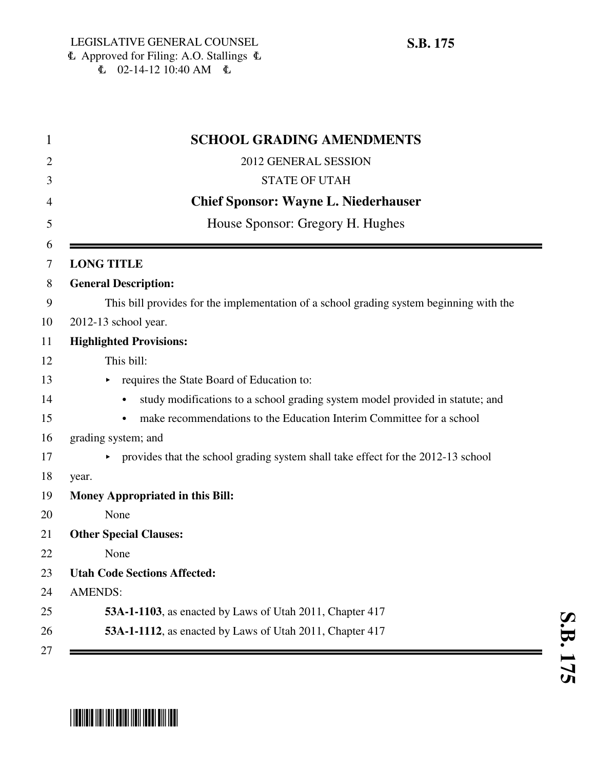LEGISLATIVE GENERAL COUNSEL
₵ Approved for Filing: A.O. Stallings ₵
₵ 02-14-12 10:40 AM ₵

**S.B. 175**

# SCHOOL GRADING AMENDMENTS

2012 GENERAL SESSION

STATE OF UTAH

**Chief Sponsor: Wayne L. Niederhauser**

House Sponsor: Gregory H. Hughes

---

**LONG TITLE**

**General Description:**

This bill provides for the implementation of a school grading system beginning with the 2012-13 school year.

**Highlighted Provisions:**

This bill:

- requires the State Board of Education to:
  - study modifications to a school grading system model provided in statute; and
  - make recommendations to the Education Interim Committee for a school grading system; and
- provides that the school grading system shall take effect for the 2012-13 school year.

**Money Appropriated in this Bill:**

None

**Other Special Clauses:**

None

**Utah Code Sections Affected:**

AMENDS:

**53A-1-1103**, as enacted by Laws of Utah 2011, Chapter 417

**53A-1-1112**, as enacted by Laws of Utah 2011, Chapter 417

---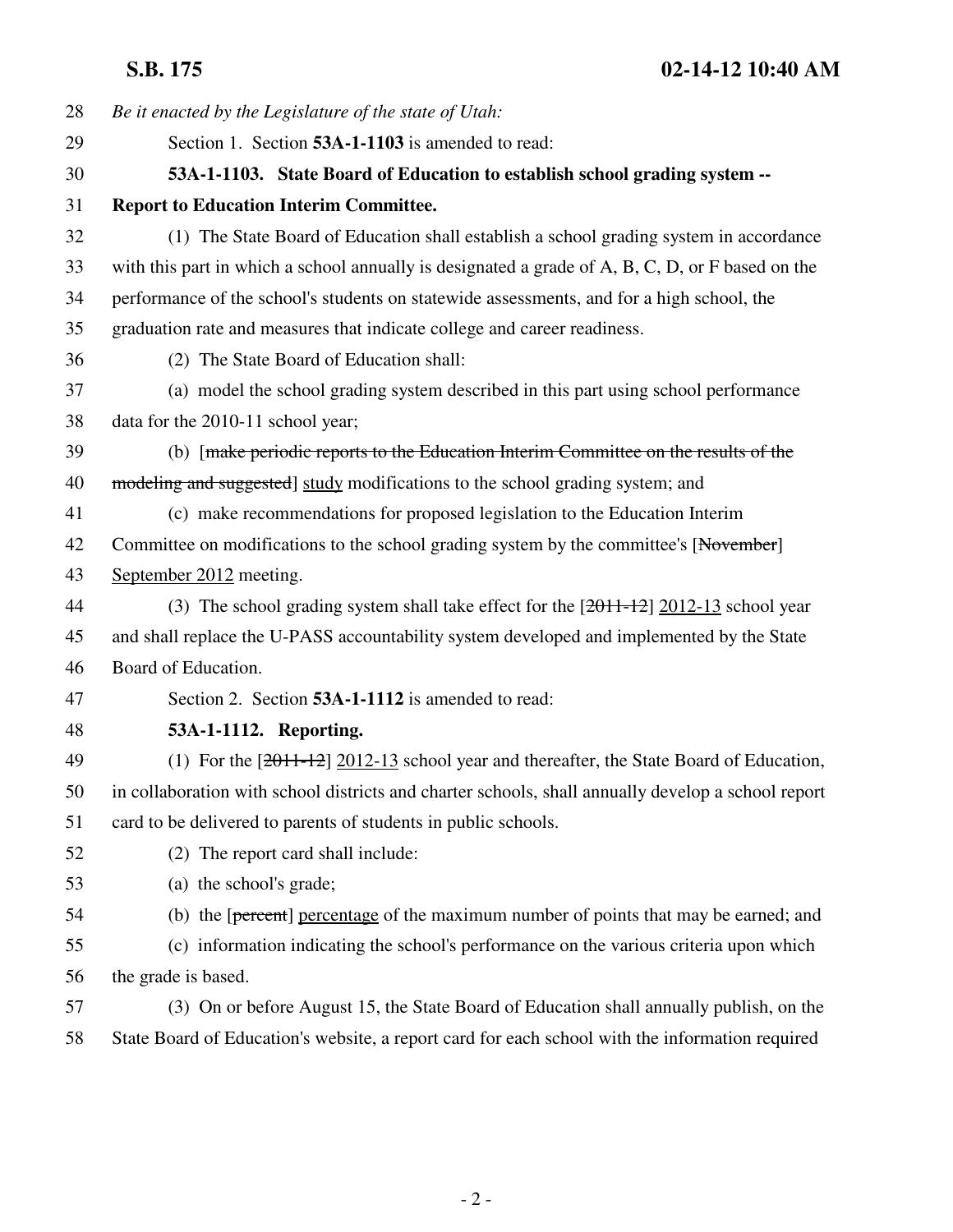*Be it enacted by the Legislature of the state of Utah:*

Section 1. Section **53A-1-1103** is amended to read:

**53A-1-1103. State Board of Education to establish school grading system -- Report to Education Interim Committee.**

(1) The State Board of Education shall establish a school grading system in accordance with this part in which a school annually is designated a grade of A, B, C, D, or F based on the performance of the school's students on statewide assessments, and for a high school, the graduation rate and measures that indicate college and career readiness.

(2) The State Board of Education shall:

(a) model the school grading system described in this part using school performance data for the 2010-11 school year;

(b) [~~make periodic reports to the Education Interim Committee on the results of the modeling and suggested~~] study modifications to the school grading system; and

(c) make recommendations for proposed legislation to the Education Interim Committee on modifications to the school grading system by the committee's [~~November~~] September 2012 meeting.

(3) The school grading system shall take effect for the [~~2011-12~~] 2012-13 school year and shall replace the U-PASS accountability system developed and implemented by the State Board of Education.

Section 2. Section **53A-1-1112** is amended to read:

**53A-1-1112. Reporting.**

(1) For the [~~2011-12~~] 2012-13 school year and thereafter, the State Board of Education, in collaboration with school districts and charter schools, shall annually develop a school report card to be delivered to parents of students in public schools.

(2) The report card shall include:

(a) the school's grade;

(b) the [~~percent~~] percentage of the maximum number of points that may be earned; and

(c) information indicating the school's performance on the various criteria upon which the grade is based.

(3) On or before August 15, the State Board of Education shall annually publish, on the State Board of Education's website, a report card for each school with the information required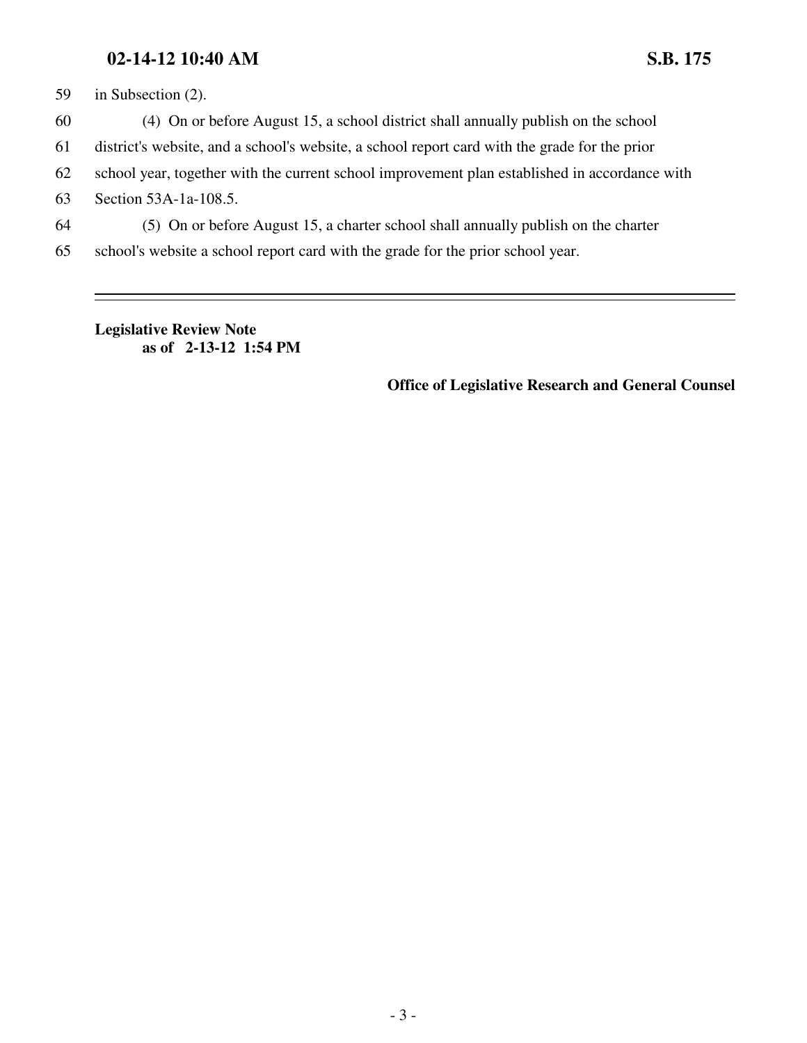in Subsection (2).

(4) On or before August 15, a school district shall annually publish on the school district's website, and a school's website, a school report card with the grade for the prior school year, together with the current school improvement plan established in accordance with Section 53A-1a-108.5.

(5) On or before August 15, a charter school shall annually publish on the charter school's website a school report card with the grade for the prior school year.

---

**Legislative Review Note**
**as of 2-13-12 1:54 PM**

**Office of Legislative Research and General Counsel**